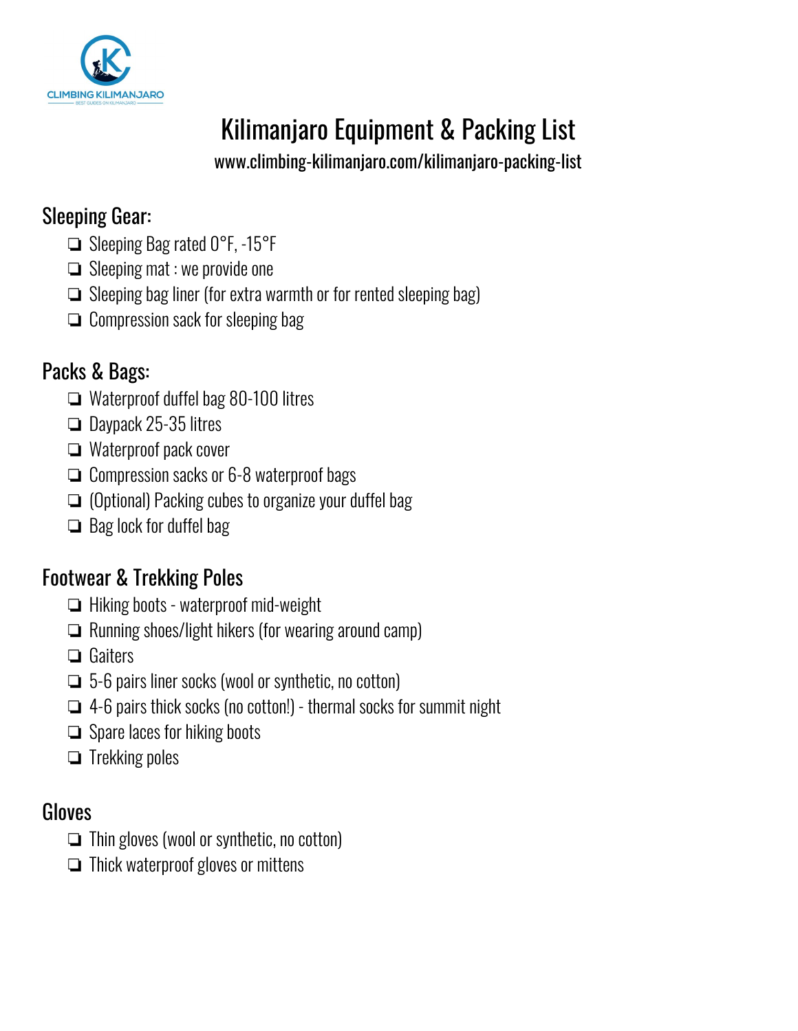# Kilimanjaro Equipment & Packing List

www.climbing-kilimanjaro.com/kilimanjaro-packing-list

## Sleeping Gear:

- ❏ Sleeping Bag rated 0°F, -15°F
- ❏ Sleeping mat : we provide one
- ❏ Sleeping bag liner (for extra warmth or for rented sleeping bag)
- ❏ Compression sack for sleeping bag

## Packs & Bags:

- ❏ Waterproof duffel bag 80-100 litres
- ❏ Daypack 25-35 litres
- ❏ Waterproof pack cover
- ❏ Compression sacks or 6-8 waterproof bags
- ❏ (Optional) Packing cubes to organize your duffel bag
- ❏ Bag lock for duffel bag

## Footwear & Trekking Poles

- ❏ Hiking boots - waterproof mid-weight
- ❏ Running shoes/light hikers (for wearing around camp)
- ❏ Gaiters
- ❏ 5-6 pairs liner socks (wool or synthetic, no cotton)
- ❏ 4-6 pairs thick socks (no cotton!) - thermal socks for summit night
- ❏ Spare laces for hiking boots
- ❏ Trekking poles

## Gloves

- ❏ Thin gloves (wool or synthetic, no cotton)
- ❏ Thick waterproof gloves or mittens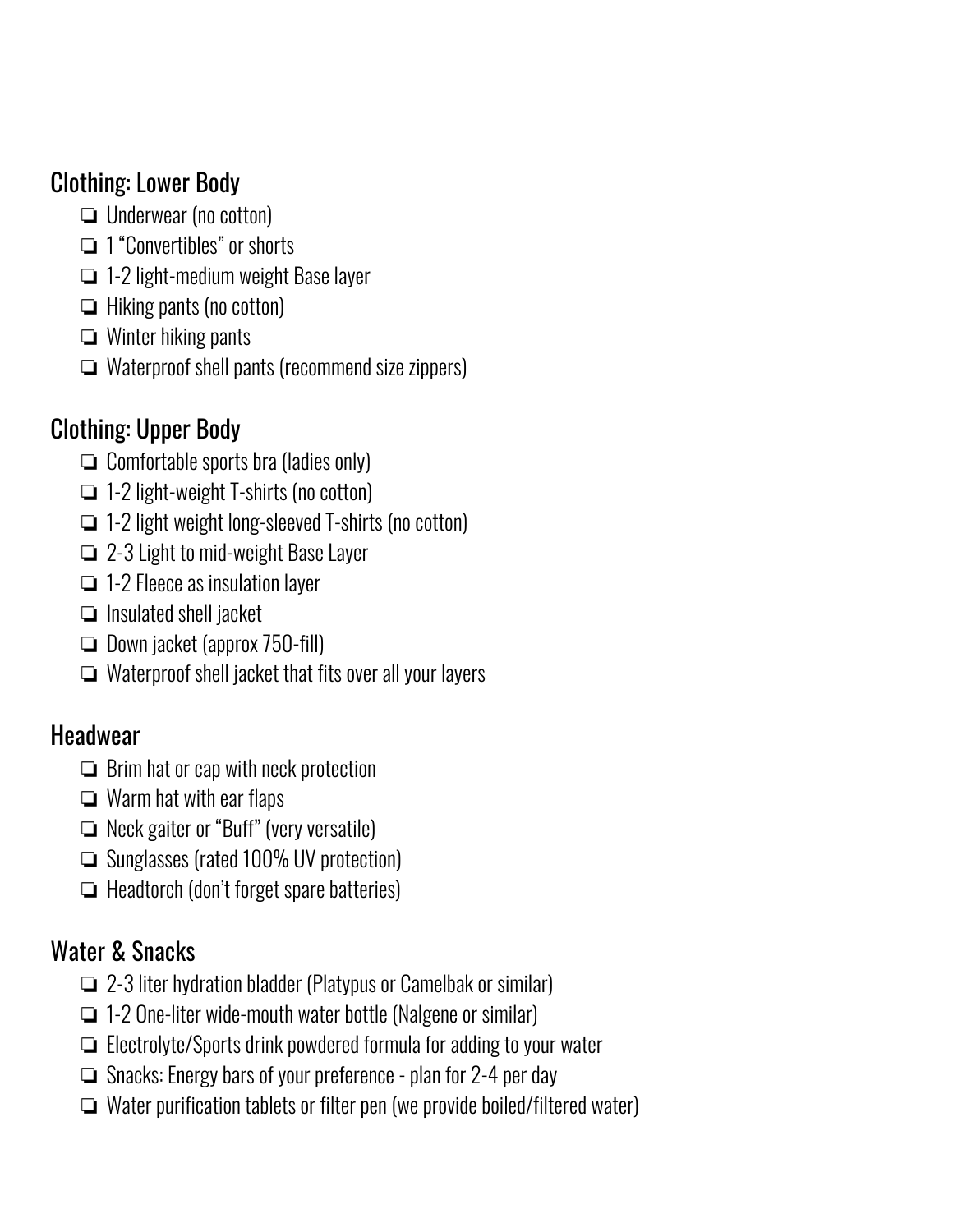## Clothing: Lower Body

- ❏ Underwear (no cotton)
- ❏ 1 "Convertibles" or shorts
- ❏ 1-2 light-medium weight Base layer
- ❏ Hiking pants (no cotton)
- ❏ Winter hiking pants
- ❏ Waterproof shell pants (recommend size zippers)

## Clothing: Upper Body

- ❏ Comfortable sports bra (ladies only)
- ❏ 1-2 light-weight T-shirts (no cotton)
- ❏ 1-2 light weight long-sleeved T-shirts (no cotton)
- ❏ 2-3 Light to mid-weight Base Layer
- ❏ 1-2 Fleece as insulation layer
- ❏ Insulated shell jacket
- ❏ Down jacket (approx 750-fill)
- ❏ Waterproof shell jacket that fits over all your layers

## Headwear

- ❏ Brim hat or cap with neck protection
- ❏ Warm hat with ear flaps
- ❏ Neck gaiter or "Buff" (very versatile)
- ❏ Sunglasses (rated 100% UV protection)
- ❏ Headtorch (don't forget spare batteries)

## Water & Snacks

- ❏ 2-3 liter hydration bladder (Platypus or Camelbak or similar)
- ❏ 1-2 One-liter wide-mouth water bottle (Nalgene or similar)
- ❏ Electrolyte/Sports drink powdered formula for adding to your water
- ❏ Snacks: Energy bars of your preference - plan for 2-4 per day
- ❏ Water purification tablets or filter pen (we provide boiled/filtered water)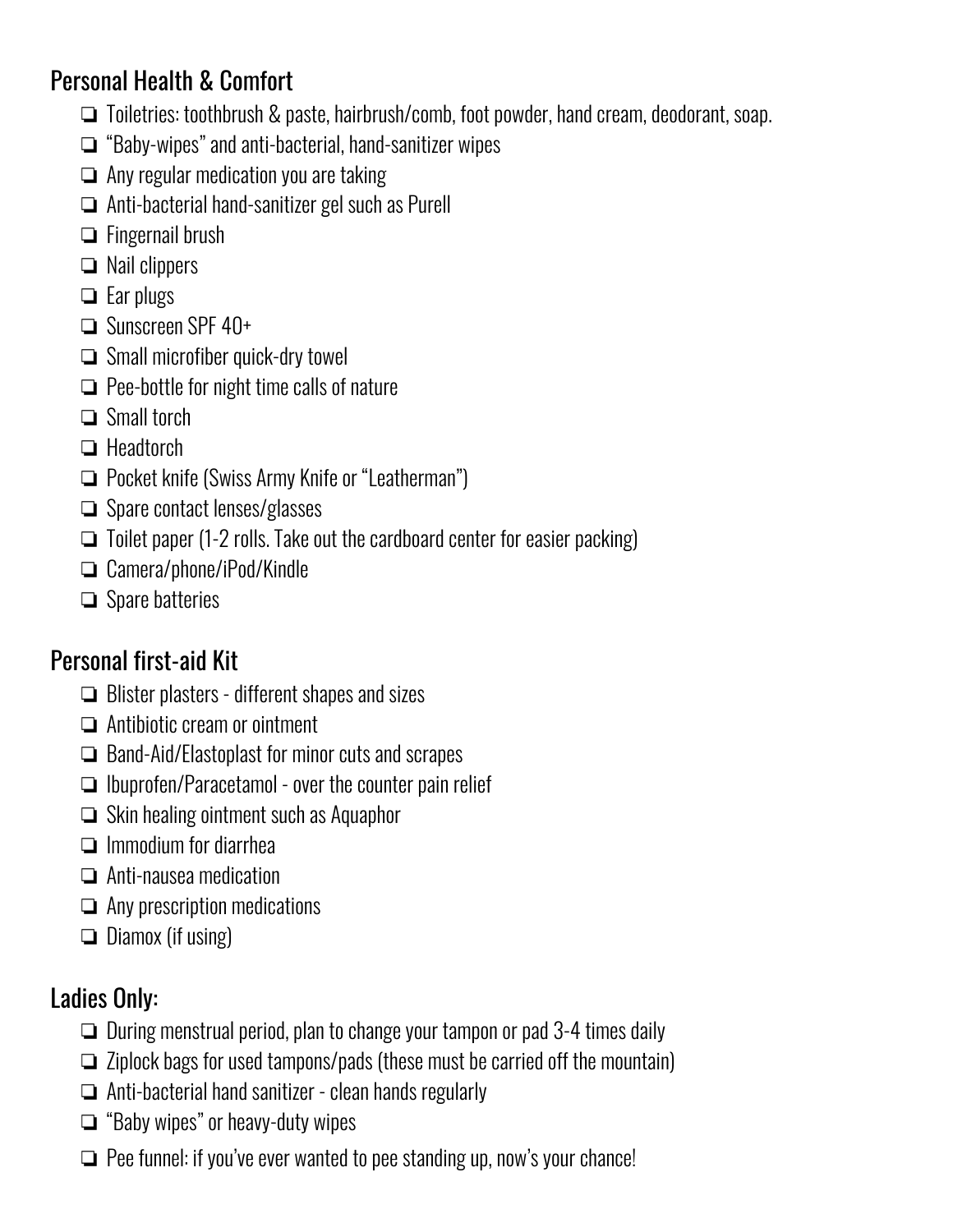## Personal Health & Comfort

- [ ] Toiletries: toothbrush & paste, hairbrush/comb, foot powder, hand cream, deodorant, soap.
- [ ] "Baby-wipes" and anti-bacterial, hand-sanitizer wipes
- [ ] Any regular medication you are taking
- [ ] Anti-bacterial hand-sanitizer gel such as Purell
- [ ] Fingernail brush
- [ ] Nail clippers
- [ ] Ear plugs
- [ ] Sunscreen SPF 40+
- [ ] Small microfiber quick-dry towel
- [ ] Pee-bottle for night time calls of nature
- [ ] Small torch
- [ ] Headtorch
- [ ] Pocket knife (Swiss Army Knife or "Leatherman")
- [ ] Spare contact lenses/glasses
- [ ] Toilet paper (1-2 rolls. Take out the cardboard center for easier packing)
- [ ] Camera/phone/iPod/Kindle
- [ ] Spare batteries

## Personal first-aid Kit

- [ ] Blister plasters - different shapes and sizes
- [ ] Antibiotic cream or ointment
- [ ] Band-Aid/Elastoplast for minor cuts and scrapes
- [ ] Ibuprofen/Paracetamol - over the counter pain relief
- [ ] Skin healing ointment such as Aquaphor
- [ ] Immodium for diarrhea
- [ ] Anti-nausea medication
- [ ] Any prescription medications
- [ ] Diamox (if using)

## Ladies Only:

- [ ] During menstrual period, plan to change your tampon or pad 3-4 times daily
- [ ] Ziplock bags for used tampons/pads (these must be carried off the mountain)
- [ ] Anti-bacterial hand sanitizer - clean hands regularly
- [ ] "Baby wipes" or heavy-duty wipes
- [ ] Pee funnel: if you've ever wanted to pee standing up, now's your chance!